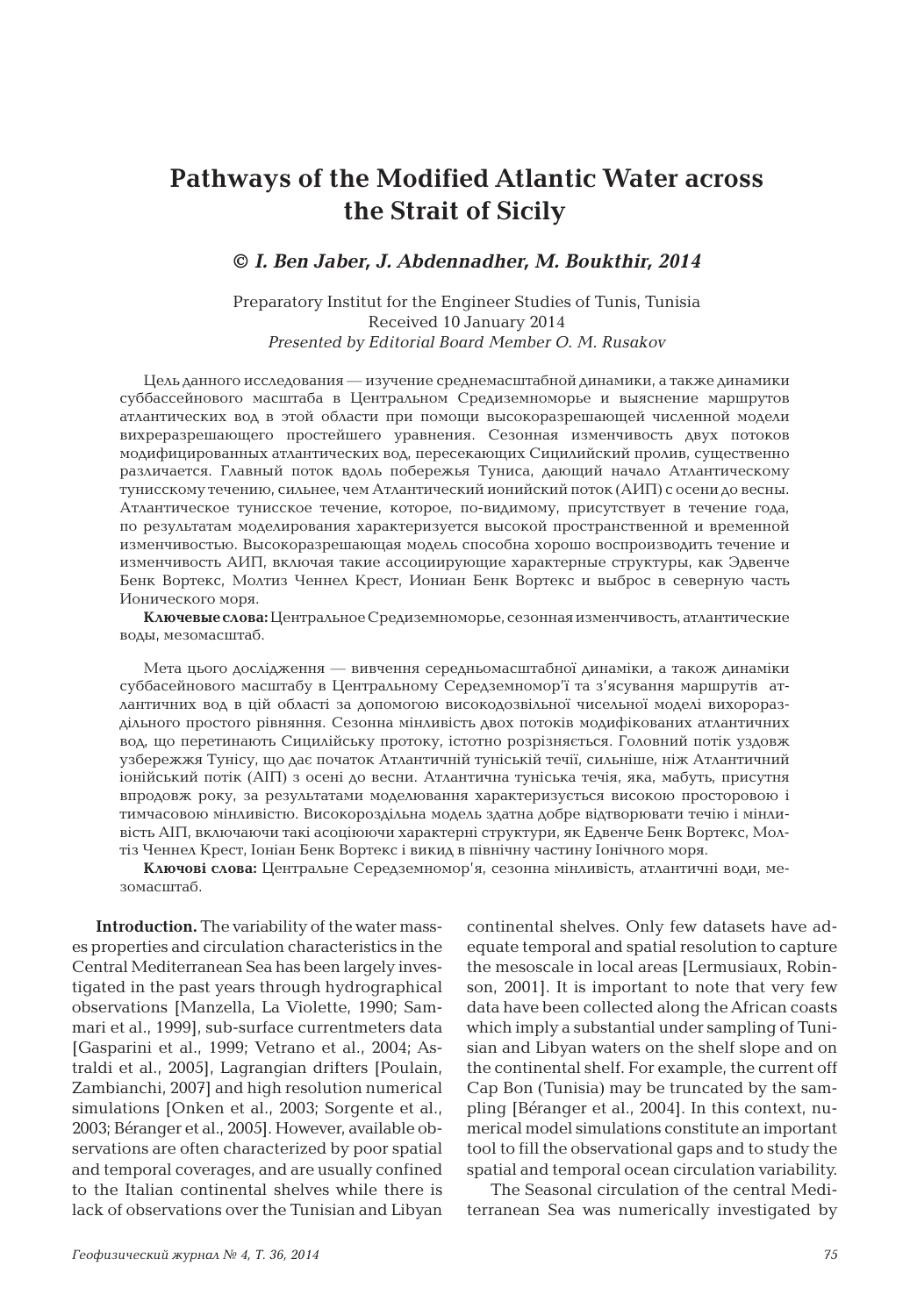# Pathways of the Modified Atlantic Water across the Strait of Sicily

***© I. Ben Jaber, J. Abdennadher, M. Boukthir, 2014***

Preparatory Institut for the Engineer Studies of Tunis, Tunisia
Received 10 January 2014
*Presented by Editorial Board Member O. M. Rusakov*

Цель данного исследования — изучение среднемасштабной динамики, а также динамики суббассейнового масштаба в Центральном Средиземноморье и выяснение маршрутов атлантических вод в этой области при помощи высокоразрешающей численной модели вихреразрешающего простейшего уравнения. Сезонная изменчивость двух потоков модифицированных атлантических вод, пересекающих Сицилийский пролив, существенно различается. Главный поток вдоль побережья Туниса, дающий начало Атлантическому тунисскому течению, сильнее, чем Атлантический ионийский поток (АИП) с осени до весны. Атлантическое тунисское течение, которое, по-видимому, присутствует в течение года, по результатам моделирования характеризуется высокой пространственной и временной изменчивостью. Высокоразрешающая модель способна хорошо воспроизводить течение и изменчивость АИП, включая такие ассоциирующие характерные структуры, как Эдвенче Бенк Вортекс, Молтиз Ченнел Крест, Иониан Бенк Вортекс и выброс в северную часть Ионического моря.

**Ключевые слова:** Центральное Средиземноморье, сезонная изменчивость, атлантические воды, мезомасштаб.

Мета цього дослідження — вивчення середньомасштабної динаміки, а також динаміки суббасейнового масштабу в Центральному Середземномор'ї та з'ясування маршрутів атлантичних вод в цій області за допомогою високодозвільної чисельної моделі вихророздільного простого рівняння. Сезонна мінливість двох потоків модифікованих атлантичних вод, що перетинають Сицилійську протоку, істотно розрізняється. Головний потік уздовж узбережжя Тунісу, що дає початок Атлантичній туніській течії, сильніше, ніж Атлантичний іонійський потік (АІП) з осені до весни. Атлантична туніська течія, яка, мабуть, присутня впродовж року, за результатами моделювання характеризується високою просторовою і тимчасовою мінливістю. Високороздільна модель здатна добре відтворювати течію і мінливість АІП, включаючи такі асоціюючи характерні структури, як Едвенче Бенк Вортекс, Молтіз Ченнел Крест, Іоніан Бенк Вортекс і викид в північну частину Іонічного моря.

**Ключові слова:** Центральне Середземномор'я, сезонна мінливість, атлантичні води, мезомасштаб.

**Introduction.** The variability of the water masses properties and circulation characteristics in the Central Mediterranean Sea has been largely investigated in the past years through hydrographical observations [Manzella, La Violette, 1990; Sammari et al., 1999], sub-surface currentmeters data [Gasparini et al., 1999; Vetrano et al., 2004; Astraldi et al., 2005], Lagrangian drifters [Poulain, Zambianchi, 2007] and high resolution numerical simulations [Onken et al., 2003; Sorgente et al., 2003; Béranger et al., 2005]. However, available observations are often characterized by poor spatial and temporal coverages, and are usually confined to the Italian continental shelves while there is lack of observations over the Tunisian and Libyan continental shelves. Only few datasets have adequate temporal and spatial resolution to capture the mesoscale in local areas [Lermusiaux, Robinson, 2001]. It is important to note that very few data have been collected along the African coasts which imply a substantial under sampling of Tunisian and Libyan waters on the shelf slope and on the continental shelf. For example, the current off Cap Bon (Tunisia) may be truncated by the sampling [Béranger et al., 2004]. In this context, numerical model simulations constitute an important tool to fill the observational gaps and to study the spatial and temporal ocean circulation variability.

The Seasonal circulation of the central Mediterranean Sea was numerically investigated by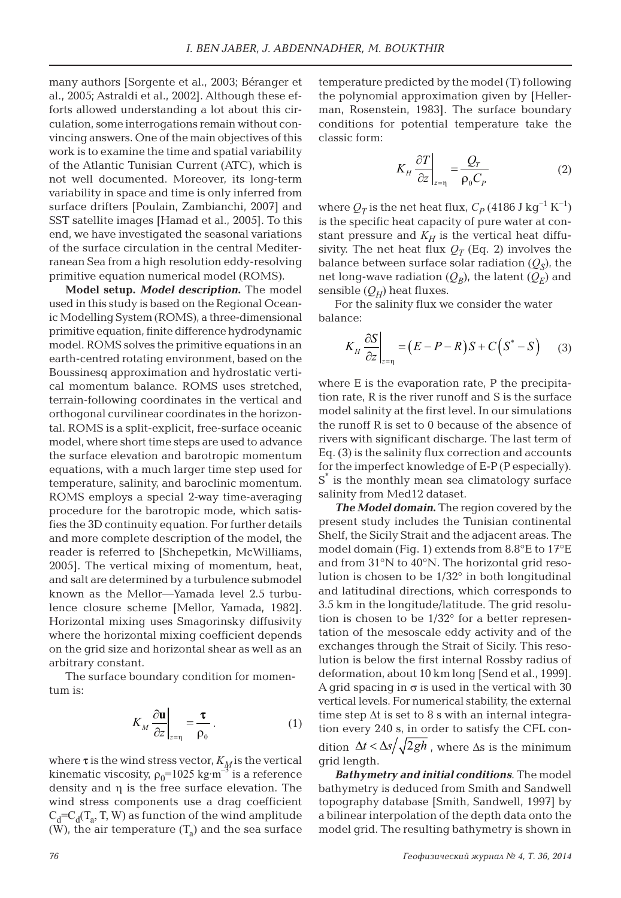many authors [Sorgente et al., 2003; Béranger et al., 2005; Astraldi et al., 2002]. Although these efforts allowed understanding a lot about this circulation, some interrogations remain without convincing answers. One of the main objectives of this work is to examine the time and spatial variability of the Atlantic Tunisian Current (ATC), which is not well documented. Moreover, its long-term variability in space and time is only inferred from surface drifters [Poulain, Zambianchi, 2007] and SST satellite images [Hamad et al., 2005]. To this end, we have investigated the seasonal variations of the surface circulation in the central Mediterranean Sea from a high resolution eddy-resolving primitive equation numerical model (ROMS).

**Model setup.** ***Model description.*** The model used in this study is based on the Regional Oceanic Modelling System (ROMS), a three-dimensional primitive equation, finite difference hydrodynamic model. ROMS solves the primitive equations in an earth-centred rotating environment, based on the Boussinesq approximation and hydrostatic vertical momentum balance. ROMS uses stretched, terrain-following coordinates in the vertical and orthogonal curvilinear coordinates in the horizontal. ROMS is a split-explicit, free-surface oceanic model, where short time steps are used to advance the surface elevation and barotropic momentum equations, with a much larger time step used for temperature, salinity, and baroclinic momentum. ROMS employs a special 2-way time-averaging procedure for the barotropic mode, which satisfies the 3D continuity equation. For further details and more complete description of the model, the reader is referred to [Shchepetkin, McWilliams, 2005]. The vertical mixing of momentum, heat, and salt are determined by a turbulence submodel known as the Mellor—Yamada level 2.5 turbulence closure scheme [Mellor, Yamada, 1982]. Horizontal mixing uses Smagorinsky diffusivity where the horizontal mixing coefficient depends on the grid size and horizontal shear as well as an arbitrary constant.

The surface boundary condition for momentum is:

$$K_M \left.\frac{\partial \mathbf{u}}{\partial z}\right|_{z=\eta} = \frac{\boldsymbol{\tau}}{\rho_0}\,. \qquad (1)$$

where $\boldsymbol{\tau}$ is the wind stress vector, $K_M$ is the vertical kinematic viscosity, $\rho_0$=1025 kg·m$^{-3}$ is a reference density and $\eta$ is the free surface elevation. The wind stress components use a drag coefficient $C_d = C_d(T_a, T, W)$ as function of the wind amplitude (W), the air temperature ($T_a$) and the sea surface temperature predicted by the model (T) following the polynomial approximation given by [Hellerman, Rosenstein, 1983]. The surface boundary conditions for potential temperature take the classic form:

$$K_H \left.\frac{\partial T}{\partial z}\right|_{z=\eta} = \frac{Q_T}{\rho_0 C_P} \qquad (2)$$

where $Q_T$ is the net heat flux, $C_P$ (4186 J kg$^{-1}$ K$^{-1}$) is the specific heat capacity of pure water at constant pressure and $K_H$ is the vertical heat diffusivity. The net heat flux $Q_T$ (Eq. 2) involves the balance between surface solar radiation ($Q_S$), the net long-wave radiation ($Q_B$), the latent ($Q_E$) and sensible ($Q_H$) heat fluxes.

For the salinity flux we consider the water balance:

$$K_H \left.\frac{\partial S}{\partial z}\right|_{z=\eta} = \left(E - P - R\right)S + C\left(S^* - S\right) \qquad (3)$$

where E is the evaporation rate, P the precipitation rate, R is the river runoff and S is the surface model salinity at the first level. In our simulations the runoff R is set to 0 because of the absence of rivers with significant discharge. The last term of Eq. (3) is the salinity flux correction and accounts for the imperfect knowledge of E-P (P especially). $S^*$ is the monthly mean sea climatology surface salinity from Med12 dataset.

***The Model domain.*** The region covered by the present study includes the Tunisian continental Shelf, the Sicily Strait and the adjacent areas. The model domain (Fig. 1) extends from 8.8°E to 17°E and from 31°N to 40°N. The horizontal grid resolution is chosen to be 1/32° in both longitudinal and latitudinal directions, which corresponds to 3.5 km in the longitude/latitude. The grid resolution is chosen to be 1/32° for a better representation of the mesoscale eddy activity and of the exchanges through the Strait of Sicily. This resolution is below the first internal Rossby radius of deformation, about 10 km long [Send et al., 1999]. A grid spacing in $\sigma$ is used in the vertical with 30 vertical levels. For numerical stability, the external time step $\Delta t$ is set to 8 s with an internal integration every 240 s, in order to satisfy the CFL condition $\Delta t < \Delta s / \sqrt{2gh}$, where $\Delta$s is the minimum grid length.

***Bathymetry and initial conditions***. The model bathymetry is deduced from Smith and Sandwell topography database [Smith, Sandwell, 1997] by a bilinear interpolation of the depth data onto the model grid. The resulting bathymetry is shown in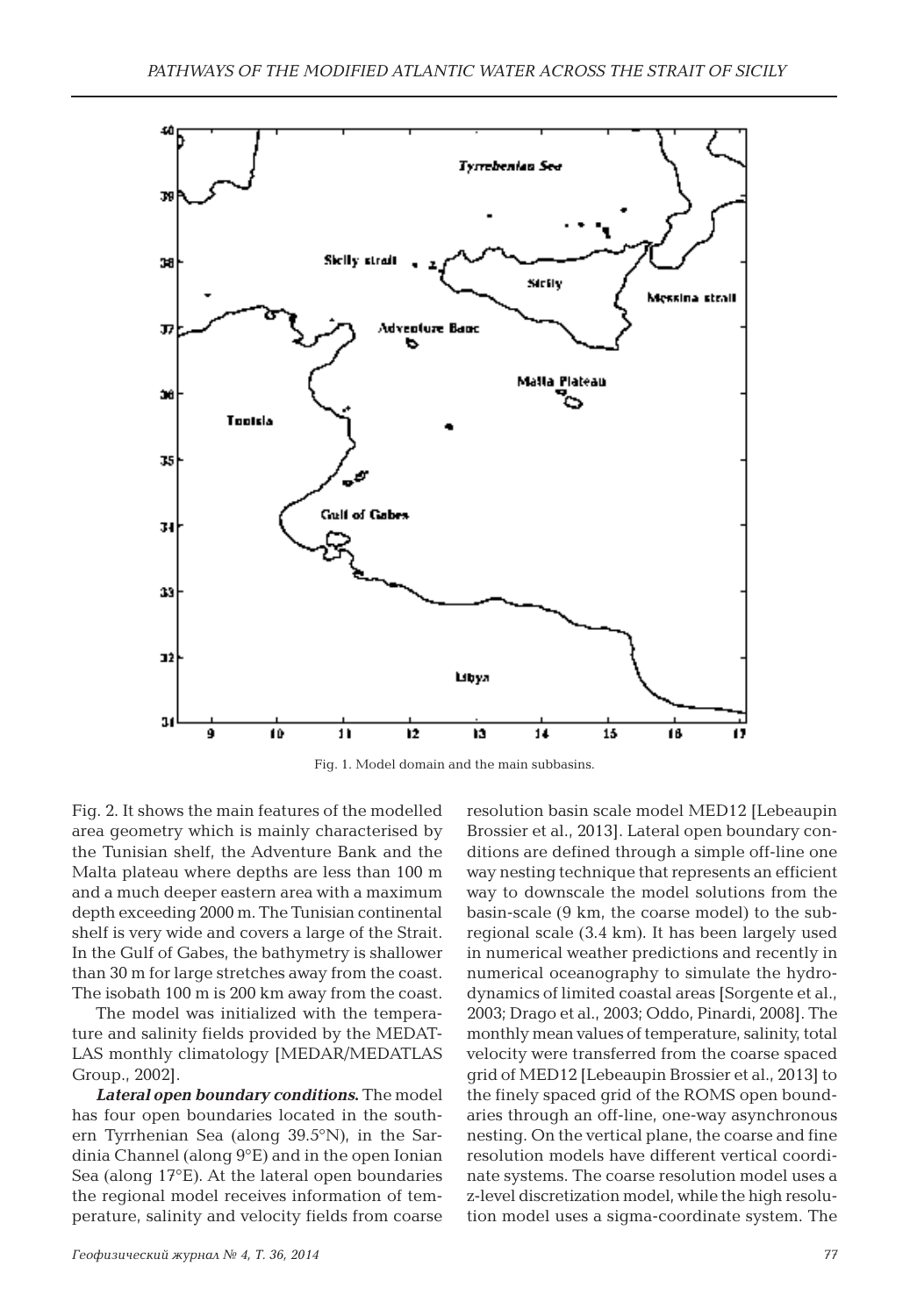Fig. 1. Model domain and the main subbasins.

Fig. 2. It shows the main features of the modelled area geometry which is mainly characterised by the Tunisian shelf, the Adventure Bank and the Malta plateau where depths are less than 100 m and a much deeper eastern area with a maximum depth exceeding 2000 m. The Tunisian continental shelf is very wide and covers a large of the Strait. In the Gulf of Gabes, the bathymetry is shallower than 30 m for large stretches away from the coast. The isobath 100 m is 200 km away from the coast.

The model was initialized with the temperature and salinity fields provided by the MEDATLAS monthly climatology [MEDAR/MEDATLAS Group., 2002].

***Lateral open boundary conditions.*** The model has four open boundaries located in the southern Tyrrhenian Sea (along 39.5°N), in the Sardinia Channel (along 9°E) and in the open Ionian Sea (along 17°E). At the lateral open boundaries the regional model receives information of temperature, salinity and velocity fields from coarse resolution basin scale model MED12 [Lebeaupin Brossier et al., 2013]. Lateral open boundary conditions are defined through a simple off-line one way nesting technique that represents an efficient way to downscale the model solutions from the basin-scale (9 km, the coarse model) to the subregional scale (3.4 km). It has been largely used in numerical weather predictions and recently in numerical oceanography to simulate the hydrodynamics of limited coastal areas [Sorgente et al., 2003; Drago et al., 2003; Oddo, Pinardi, 2008]. The monthly mean values of temperature, salinity, total velocity were transferred from the coarse spaced grid of MED12 [Lebeaupin Brossier et al., 2013] to the finely spaced grid of the ROMS open boundaries through an off-line, one-way asynchronous nesting. On the vertical plane, the coarse and fine resolution models have different vertical coordinate systems. The coarse resolution model uses a z-level discretization model, while the high resolution model uses a sigma-coordinate system. The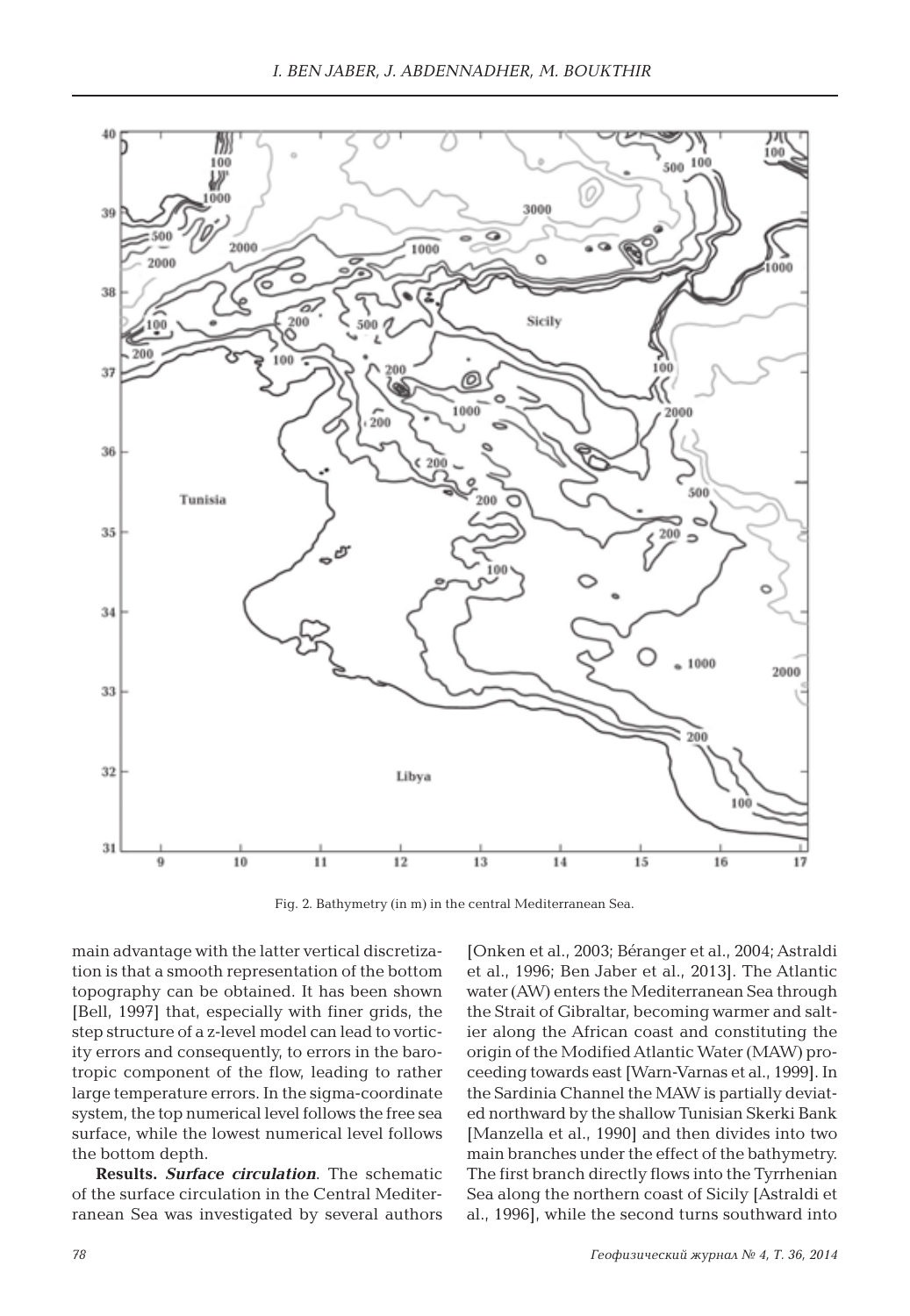Fig. 2. Bathymetry (in m) in the central Mediterranean Sea.

main advantage with the latter vertical discretization is that a smooth representation of the bottom topography can be obtained. It has been shown [Bell, 1997] that, especially with finer grids, the step structure of a z-level model can lead to vorticity errors and consequently, to errors in the barotropic component of the flow, leading to rather large temperature errors. In the sigma-coordinate system, the top numerical level follows the free sea surface, while the lowest numerical level follows the bottom depth.

**Results.** ***Surface circulation***. The schematic of the surface circulation in the Central Mediterranean Sea was investigated by several authors [Onken et al., 2003; Béranger et al., 2004; Astraldi et al., 1996; Ben Jaber et al., 2013]. The Atlantic water (AW) enters the Mediterranean Sea through the Strait of Gibraltar, becoming warmer and saltier along the African coast and constituting the origin of the Modified Atlantic Water (MAW) proceeding towards east [Warn-Varnas et al., 1999]. In the Sardinia Channel the MAW is partially deviated northward by the shallow Tunisian Skerki Bank [Manzella et al., 1990] and then divides into two main branches under the effect of the bathymetry. The first branch directly flows into the Tyrrhenian Sea along the northern coast of Sicily [Astraldi et al., 1996], while the second turns southward into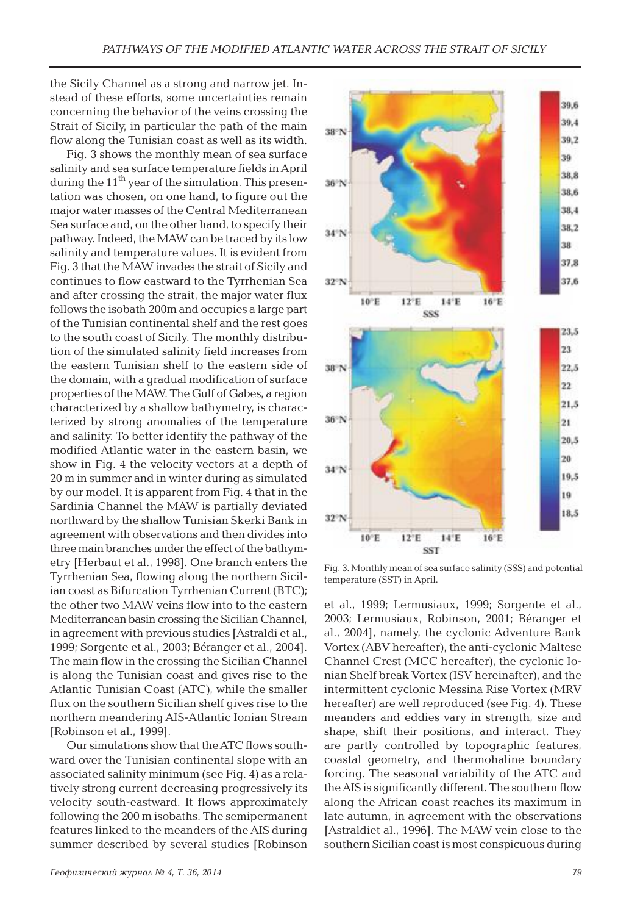the Sicily Channel as a strong and narrow jet. Instead of these efforts, some uncertainties remain concerning the behavior of the veins crossing the Strait of Sicily, in particular the path of the main flow along the Tunisian coast as well as its width.

Fig. 3 shows the monthly mean of sea surface salinity and sea surface temperature fields in April during the 11th year of the simulation. This presentation was chosen, on one hand, to figure out the major water masses of the Central Mediterranean Sea surface and, on the other hand, to specify their pathway. Indeed, the MAW can be traced by its low salinity and temperature values. It is evident from Fig. 3 that the MAW invades the strait of Sicily and continues to flow eastward to the Tyrrhenian Sea and after crossing the strait, the major water flux follows the isobath 200m and occupies a large part of the Tunisian continental shelf and the rest goes to the south coast of Sicily. The monthly distribution of the simulated salinity field increases from the eastern Tunisian shelf to the eastern side of the domain, with a gradual modification of surface properties of the MAW. The Gulf of Gabes, a region characterized by a shallow bathymetry, is characterized by strong anomalies of the temperature and salinity. To better identify the pathway of the modified Atlantic water in the eastern basin, we show in Fig. 4 the velocity vectors at a depth of 20 m in summer and in winter during as simulated by our model. It is apparent from Fig. 4 that in the Sardinia Channel the MAW is partially deviated northward by the shallow Tunisian Skerki Bank in agreement with observations and then divides into three main branches under the effect of the bathymetry [Herbaut et al., 1998]. One branch enters the Tyrrhenian Sea, flowing along the northern Sicilian coast as Bifurcation Tyrrhenian Current (BTC); the other two MAW veins flow into to the eastern Mediterranean basin crossing the Sicilian Channel, in agreement with previous studies [Astraldi et al., 1999; Sorgente et al., 2003; Béranger et al., 2004]. The main flow in the crossing the Sicilian Channel is along the Tunisian coast and gives rise to the Atlantic Tunisian Coast (ATC), while the smaller flux on the southern Sicilian shelf gives rise to the northern meandering AIS-Atlantic Ionian Stream [Robinson et al., 1999].

Our simulations show that the ATC flows southward over the Tunisian continental slope with an associated salinity minimum (see Fig. 4) as a relatively strong current decreasing progressively its velocity south-eastward. It flows approximately following the 200 m isobaths. The semipermanent features linked to the meanders of the AIS during summer described by several studies [Robinson et al., 1999; Lermusiaux, 1999; Sorgente et al., 2003; Lermusiaux, Robinson, 2001; Béranger et al., 2004], namely, the cyclonic Adventure Bank Vortex (ABV hereafter), the anti-cyclonic Maltese Channel Crest (MCC hereafter), the cyclonic Ionian Shelf break Vortex (ISV hereinafter), and the intermittent cyclonic Messina Rise Vortex (MRV hereafter) are well reproduced (see Fig. 4). These meanders and eddies vary in strength, size and shape, shift their positions, and interact. They are partly controlled by topographic features, coastal geometry, and thermohaline boundary forcing. The seasonal variability of the ATC and the AIS is significantly different. The southern flow along the African coast reaches its maximum in late autumn, in agreement with the observations [Astraldiet al., 1996]. The MAW vein close to the southern Sicilian coast is most conspicuous during

Fig. 3. Monthly mean of sea surface salinity (SSS) and potential temperature (SST) in April.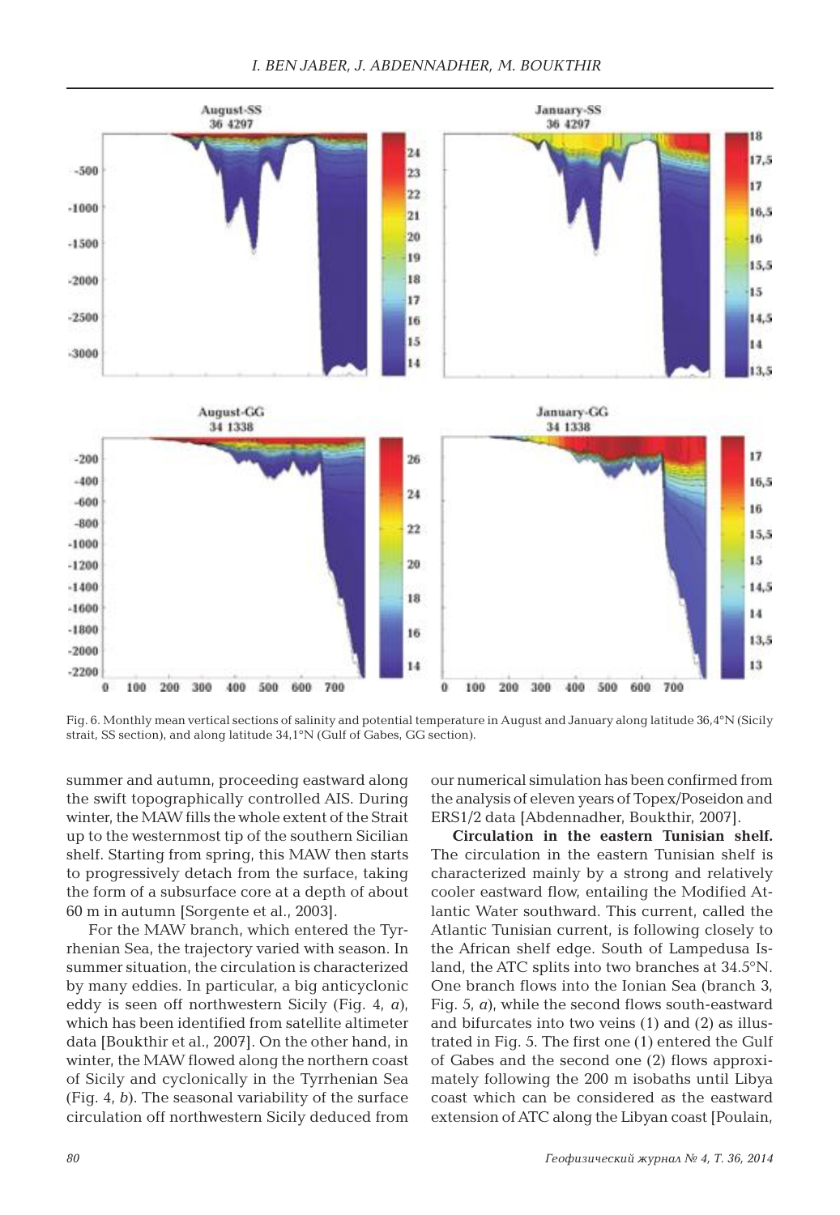Fig. 6. Monthly mean vertical sections of salinity and potential temperature in August and January along latitude 36,4°N (Sicily strait, SS section), and along latitude 34,1°N (Gulf of Gabes, GG section).

summer and autumn, proceeding eastward along the swift topographically controlled AIS. During winter, the MAW fills the whole extent of the Strait up to the westernmost tip of the southern Sicilian shelf. Starting from spring, this MAW then starts to progressively detach from the surface, taking the form of a subsurface core at a depth of about 60 m in autumn [Sorgente et al., 2003].

For the MAW branch, which entered the Tyrrhenian Sea, the trajectory varied with season. In summer situation, the circulation is characterized by many eddies. In particular, a big anticyclonic eddy is seen off northwestern Sicily (Fig. 4, *a*), which has been identified from satellite altimeter data [Boukthir et al., 2007]. On the other hand, in winter, the MAW flowed along the northern coast of Sicily and cyclonically in the Tyrrhenian Sea (Fig. 4, *b*). The seasonal variability of the surface circulation off northwestern Sicily deduced from our numerical simulation has been confirmed from the analysis of eleven years of Topex/Poseidon and ERS1/2 data [Abdennadher, Boukthir, 2007].

**Circulation in the eastern Tunisian shelf.** The circulation in the eastern Tunisian shelf is characterized mainly by a strong and relatively cooler eastward flow, entailing the Modified Atlantic Water southward. This current, called the Atlantic Tunisian current, is following closely to the African shelf edge. South of Lampedusa Island, the ATC splits into two branches at 34.5°N. One branch flows into the Ionian Sea (branch 3, Fig. 5, *a*), while the second flows south-eastward and bifurcates into two veins (1) and (2) as illustrated in Fig. 5. The first one (1) entered the Gulf of Gabes and the second one (2) flows approximately following the 200 m isobaths until Libya coast which can be considered as the eastward extension of ATC along the Libyan coast [Poulain,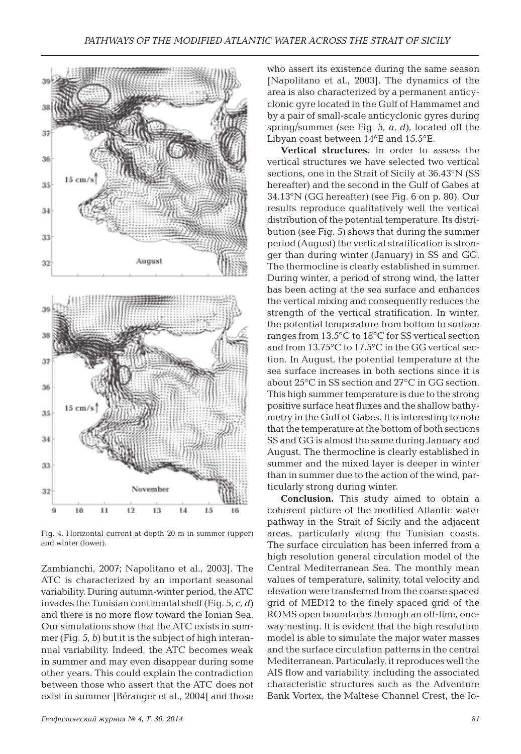Fig. 4. Horizontal current at depth 20 m in summer (upper) and winter (lower).

Zambianchi, 2007; Napolitano et al., 2003]. The ATC is characterized by an important seasonal variability. During autumn-winter period, the ATC invades the Tunisian continental shelf (Fig. 5, *c*, *d*) and there is no more flow toward the Ionian Sea. Our simulations show that the ATC exists in summer (Fig. 5, *b*) but it is the subject of high interannual variability. Indeed, the ATC becomes weak in summer and may even disappear during some other years. This could explain the contradiction between those who assert that the ATC does not exist in summer [Béranger et al., 2004] and those who assert its existence during the same season [Napolitano et al., 2003]. The dynamics of the area is also characterized by a permanent anticyclonic gyre located in the Gulf of Hammamet and by a pair of small-scale anticyclonic gyres during spring/summer (see Fig. 5, *a*, *d*), located off the Libyan coast between 14°E and 15.5°E.

**Vertical structures.** In order to assess the vertical structures we have selected two vertical sections, one in the Strait of Sicily at 36.43°N (SS hereafter) and the second in the Gulf of Gabes at 34.13°N (GG hereafter) (see Fig. 6 on p. 80). Our results reproduce qualitatively well the vertical distribution of the potential temperature. Its distribution (see Fig. 5) shows that during the summer period (August) the vertical stratification is stronger than during winter (January) in SS and GG. The thermocline is clearly established in summer. During winter, a period of strong wind, the latter has been acting at the sea surface and enhances the vertical mixing and consequently reduces the strength of the vertical stratification. In winter, the potential temperature from bottom to surface ranges from 13.5°C to 18°C for SS vertical section and from 13.75°C to 17.5°C in the GG vertical section. In August, the potential temperature at the sea surface increases in both sections since it is about 25°C in SS section and 27°C in GG section. This high summer temperature is due to the strong positive surface heat fluxes and the shallow bathymetry in the Gulf of Gabes. It is interesting to note that the temperature at the bottom of both sections SS and GG is almost the same during January and August. The thermocline is clearly established in summer and the mixed layer is deeper in winter than in summer due to the action of the wind, particularly strong during winter.

**Conclusion.** This study aimed to obtain a coherent picture of the modified Atlantic water pathway in the Strait of Sicily and the adjacent areas, particularly along the Tunisian coasts. The surface circulation has been inferred from a high resolution general circulation model of the Central Mediterranean Sea. The monthly mean values of temperature, salinity, total velocity and elevation were transferred from the coarse spaced grid of MED12 to the finely spaced grid of the ROMS open boundaries through an off-line, one-way nesting. It is evident that the high resolution model is able to simulate the major water masses and the surface circulation patterns in the central Mediterranean. Particularly, it reproduces well the AIS flow and variability, including the associated characteristic structures such as the Adventure Bank Vortex, the Maltese Channel Crest, the Io-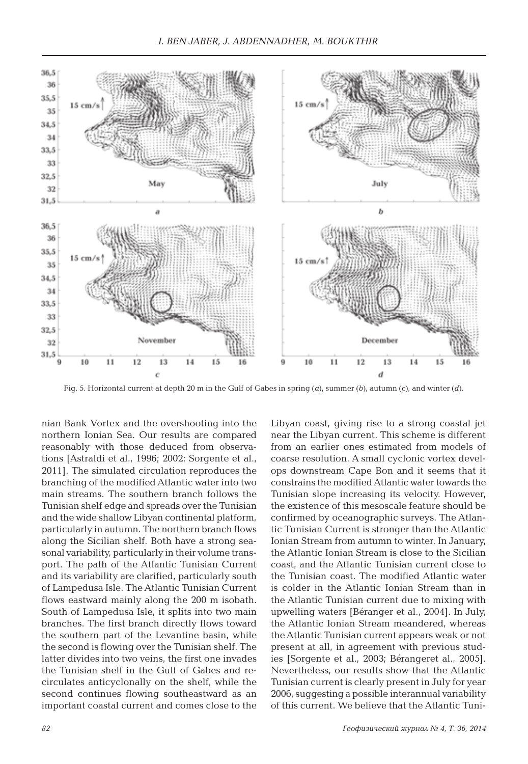Fig. 5. Horizontal current at depth 20 m in the Gulf of Gabes in spring (*a*), summer (*b*), autumn (*c*), and winter (*d*).

nian Bank Vortex and the overshooting into the northern Ionian Sea. Our results are compared reasonably with those deduced from observations [Astraldi et al., 1996; 2002; Sorgente et al., 2011]. The simulated circulation reproduces the branching of the modified Atlantic water into two main streams. The southern branch follows the Tunisian shelf edge and spreads over the Tunisian and the wide shallow Libyan continental platform, particularly in autumn. The northern branch flows along the Sicilian shelf. Both have a strong seasonal variability, particularly in their volume transport. The path of the Atlantic Tunisian Current and its variability are clarified, particularly south of Lampedusa Isle. The Atlantic Tunisian Current flows eastward mainly along the 200 m isobath. South of Lampedusa Isle, it splits into two main branches. The first branch directly flows toward the southern part of the Levantine basin, while the second is flowing over the Tunisian shelf. The latter divides into two veins, the first one invades the Tunisian shelf in the Gulf of Gabes and recirculates anticyclonally on the shelf, while the second continues flowing southeastward as an important coastal current and comes close to the Libyan coast, giving rise to a strong coastal jet near the Libyan current. This scheme is different from an earlier ones estimated from models of coarse resolution. A small cyclonic vortex develops downstream Cape Bon and it seems that it constrains the modified Atlantic water towards the Tunisian slope increasing its velocity. However, the existence of this mesoscale feature should be confirmed by oceanographic surveys. The Atlantic Tunisian Current is stronger than the Atlantic Ionian Stream from autumn to winter. In January, the Atlantic Ionian Stream is close to the Sicilian coast, and the Atlantic Tunisian current close to the Tunisian coast. The modified Atlantic water is colder in the Atlantic Ionian Stream than in the Atlantic Tunisian current due to mixing with upwelling waters [Béranger et al., 2004]. In July, the Atlantic Ionian Stream meandered, whereas the Atlantic Tunisian current appears weak or not present at all, in agreement with previous studies [Sorgente et al., 2003; Bérangeret al., 2005]. Nevertheless, our results show that the Atlantic Tunisian current is clearly present in July for year 2006, suggesting a possible interannual variability of this current. We believe that the Atlantic Tuni-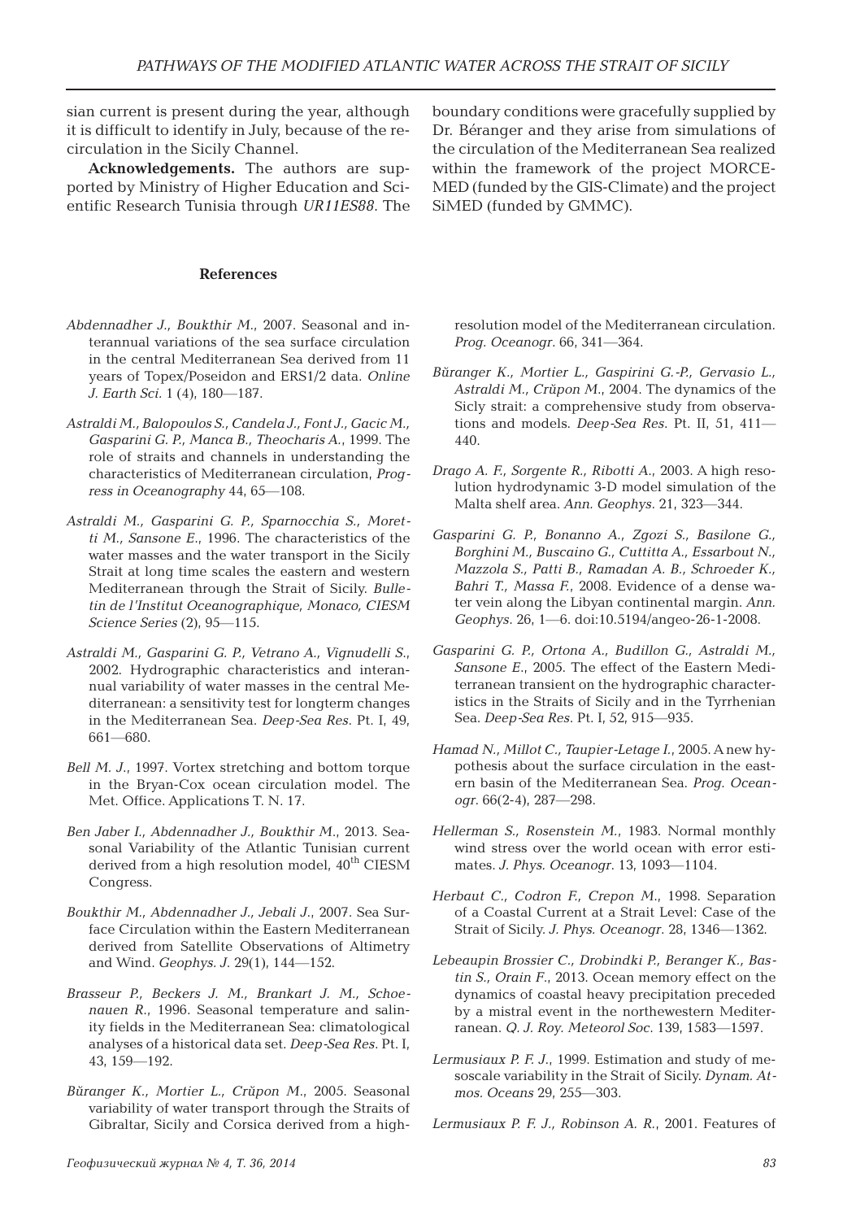sian current is present during the year, although it is difficult to identify in July, because of the recirculation in the Sicily Channel.

**Acknowledgements.** The authors are supported by Ministry of Higher Education and Scientific Research Tunisia through *UR11ES88*. The boundary conditions were gracefully supplied by Dr. Béranger and they arise from simulations of the circulation of the Mediterranean Sea realized within the framework of the project MORCE-MED (funded by the GIS-Climate) and the project SiMED (funded by GMMC).

## References

*Abdennadher J., Boukthir M.*, 2007. Seasonal and interannual variations of the sea surface circulation in the central Mediterranean Sea derived from 11 years of Topex/Poseidon and ERS1/2 data. *Online J. Earth Sci.* 1 (4), 180—187.

*Astraldi M., Balopoulos S., Candela J., Font J., Gacic M., Gasparini G. P., Manca B., Theocharis A.*, 1999. The role of straits and channels in understanding the characteristics of Mediterranean circulation, *Progress in Oceanography* 44, 65—108.

*Astraldi M., Gasparini G. P., Sparnocchia S., Moretti M., Sansone E.*, 1996. The characteristics of the water masses and the water transport in the Sicily Strait at long time scales the eastern and western Mediterranean through the Strait of Sicily. *Bulletin de l'Institut Oceanographique, Monaco, CIESM Science Series* (2), 95—115.

*Astraldi M., Gasparini G. P., Vetrano A., Vignudelli S.*, 2002. Hydrographic characteristics and interannual variability of water masses in the central Mediterranean: a sensitivity test for longterm changes in the Mediterranean Sea. *Deep-Sea Res.* Pt. I, 49, 661—680.

*Bell M. J.*, 1997. Vortex stretching and bottom torque in the Bryan-Cox ocean circulation model. The Met. Office. Applications T. N. 17.

*Ben Jaber I., Abdennadher J., Boukthir M.*, 2013. Seasonal Variability of the Atlantic Tunisian current derived from a high resolution model, 40th CIESM Congress.

*Boukthir M., Abdennadher J., Jebali J.*, 2007. Sea Surface Circulation within the Eastern Mediterranean derived from Satellite Observations of Altimetry and Wind. *Geophys. J.* 29(1), 144—152.

*Brasseur P., Beckers J. M., Brankart J. M., Schoenauen R.*, 1996. Seasonal temperature and salinity fields in the Mediterranean Sea: climatological analyses of a historical data set. *Deep-Sea Res.* Pt. I, 43, 159—192.

*Bŭranger K., Mortier L., Crŭpon M.*, 2005. Seasonal variability of water transport through the Straits of Gibraltar, Sicily and Corsica derived from a high-resolution model of the Mediterranean circulation. *Prog. Oceanogr.* 66, 341—364.

*Bŭranger K., Mortier L., Gaspirini G.-P., Gervasio L., Astraldi M., Crŭpon M.*, 2004. The dynamics of the Sicly strait: a comprehensive study from observations and models. *Deep-Sea Res.* Pt. II, 51, 411—440.

*Drago A. F., Sorgente R., Ribotti A.*, 2003. A high resolution hydrodynamic 3-D model simulation of the Malta shelf area. *Ann. Geophys.* 21, 323—344.

*Gasparini G. P., Bonanno A., Zgozi S., Basilone G., Borghini M., Buscaino G., Cuttitta A., Essarbout N., Mazzola S., Patti B., Ramadan A. B., Schroeder K., Bahri T., Massa F.*, 2008. Evidence of a dense water vein along the Libyan continental margin. *Ann. Geophys.* 26, 1—6. doi:10.5194/angeo-26-1-2008.

*Gasparini G. P., Ortona A., Budillon G., Astraldi M., Sansone E.*, 2005. The effect of the Eastern Mediterranean transient on the hydrographic characteristics in the Straits of Sicily and in the Tyrrhenian Sea. *Deep-Sea Res.* Pt. I, 52, 915—935.

*Hamad N., Millot C., Taupier-Letage I.*, 2005. A new hypothesis about the surface circulation in the eastern basin of the Mediterranean Sea. *Prog. Oceanogr.* 66(2-4), 287—298.

*Hellerman S., Rosenstein M.*, 1983. Normal monthly wind stress over the world ocean with error estimates. *J. Phys. Oceanogr.* 13, 1093—1104.

*Herbaut C., Codron F., Crepon M.*, 1998. Separation of a Coastal Current at a Strait Level: Case of the Strait of Sicily. *J. Phys. Oceanogr.* 28, 1346—1362.

*Lebeaupin Brossier C., Drobindki P., Beranger K., Bastin S., Orain F.*, 2013. Ocean memory effect on the dynamics of coastal heavy precipitation preceded by a mistral event in the northewestern Mediterranean. *Q. J. Roy. Meteorol Soc.* 139, 1583—1597.

*Lermusiaux P. F. J.*, 1999. Estimation and study of mesoscale variability in the Strait of Sicily. *Dynam. Atmos. Oceans* 29, 255—303.

*Lermusiaux P. F. J., Robinson A. R.*, 2001. Features of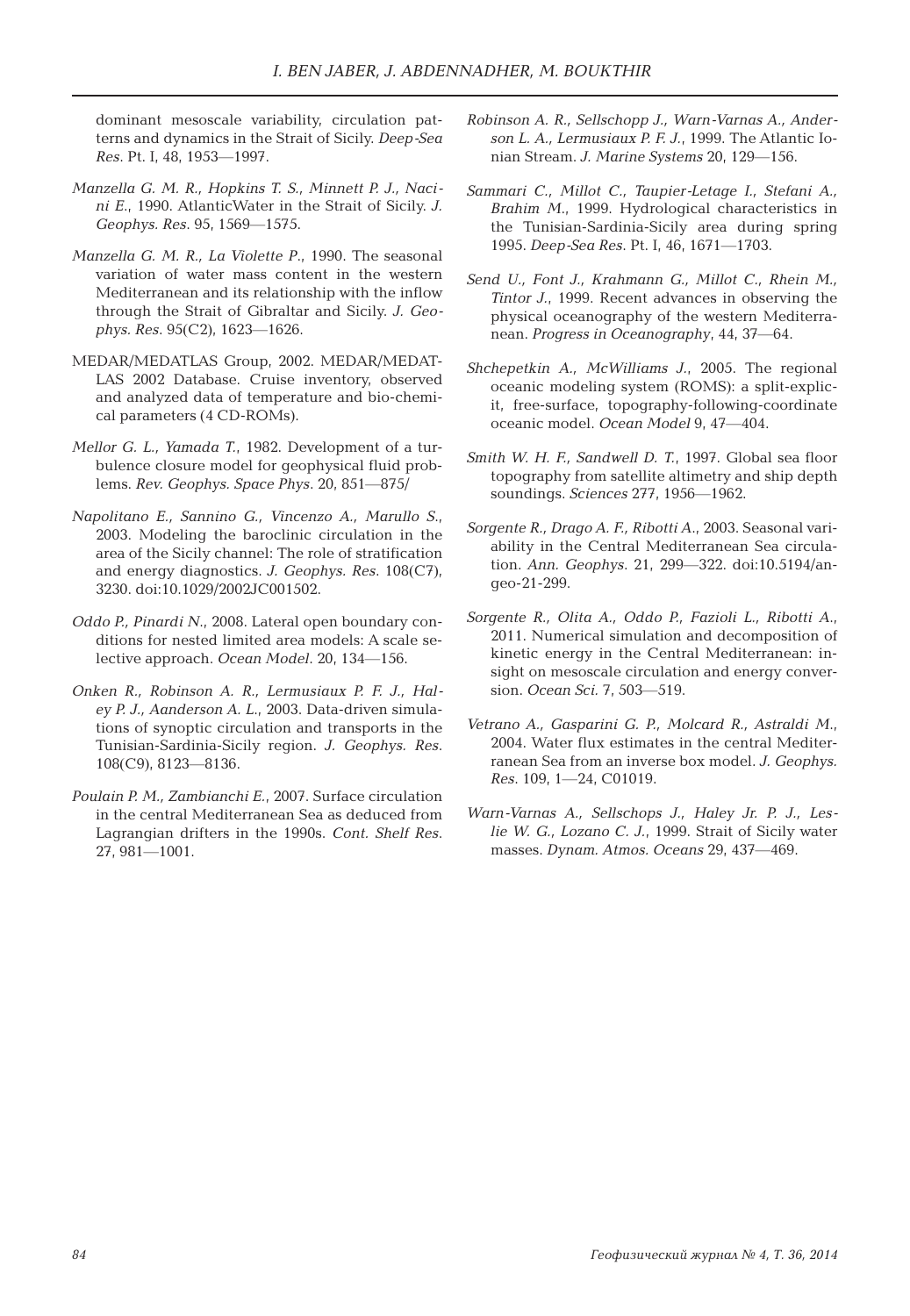dominant mesoscale variability, circulation patterns and dynamics in the Strait of Sicily. *Deep-Sea Res.* Pt. I, 48, 1953—1997.

*Manzella G. M. R., Hopkins T. S., Minnett P. J., Nacini E.*, 1990. AtlanticWater in the Strait of Sicily. *J. Geophys. Res.* 95, 1569—1575.

*Manzella G. M. R., La Violette P.*, 1990. The seasonal variation of water mass content in the western Mediterranean and its relationship with the inflow through the Strait of Gibraltar and Sicily. *J. Geophys. Res.* 95(C2), 1623—1626.

MEDAR/MEDATLAS Group, 2002. MEDAR/MEDATLAS 2002 Database. Cruise inventory, observed and analyzed data of temperature and bio-chemical parameters (4 CD-ROMs).

*Mellor G. L., Yamada T.*, 1982. Development of a turbulence closure model for geophysical fluid problems. *Rev. Geophys. Space Phys.* 20, 851—875/

*Napolitano E., Sannino G., Vincenzo A., Marullo S.*, 2003. Modeling the baroclinic circulation in the area of the Sicily channel: The role of stratification and energy diagnostics. *J. Geophys. Res.* 108(C7), 3230. doi:10.1029/2002JC001502.

*Oddo P., Pinardi N.*, 2008. Lateral open boundary conditions for nested limited area models: A scale selective approach. *Ocean Model.* 20, 134—156.

*Onken R., Robinson A. R., Lermusiaux P. F. J., Haley P. J., Aanderson A. L.*, 2003. Data-driven simulations of synoptic circulation and transports in the Tunisian-Sardinia-Sicily region. *J. Geophys. Res.* 108(C9), 8123—8136.

*Poulain P. M., Zambianchi E.*, 2007. Surface circulation in the central Mediterranean Sea as deduced from Lagrangian drifters in the 1990s. *Cont. Shelf Res.* 27, 981—1001.

*Robinson A. R., Sellschopp J., Warn-Varnas A., Anderson L. A., Lermusiaux P. F. J.*, 1999. The Atlantic Ionian Stream. *J. Marine Systems* 20, 129—156.

*Sammari C., Millot C., Taupier-Letage I., Stefani A., Brahim M.*, 1999. Hydrological characteristics in the Tunisian-Sardinia-Sicily area during spring 1995. *Deep-Sea Res.* Pt. I, 46, 1671—1703.

*Send U., Font J., Krahmann G., Millot C., Rhein M., Tintor J.*, 1999. Recent advances in observing the physical oceanography of the western Mediterranean. *Progress in Oceanography*, 44, 37—64.

*Shchepetkin A., McWilliams J.*, 2005. The regional oceanic modeling system (ROMS): a split-explicit, free-surface, topography-following-coordinate oceanic model. *Ocean Model* 9, 47—404.

*Smith W. H. F., Sandwell D. T.*, 1997. Global sea floor topography from satellite altimetry and ship depth soundings. *Sciences* 277, 1956—1962.

*Sorgente R., Drago A. F., Ribotti A.*, 2003. Seasonal variability in the Central Mediterranean Sea circulation. *Ann. Geophys.* 21, 299—322. doi:10.5194/angeo-21-299.

*Sorgente R., Olita A., Oddo P., Fazioli L., Ribotti A.*, 2011. Numerical simulation and decomposition of kinetic energy in the Central Mediterranean: insight on mesoscale circulation and energy conversion. *Ocean Sci.* 7, 503—519.

*Vetrano A., Gasparini G. P., Molcard R., Astraldi M.*, 2004. Water flux estimates in the central Mediterranean Sea from an inverse box model. *J. Geophys. Res.* 109, 1—24, C01019.

*Warn-Varnas A., Sellschops J., Haley Jr. P. J., Leslie W. G., Lozano C. J.*, 1999. Strait of Sicily water masses. *Dynam. Atmos. Oceans* 29, 437—469.